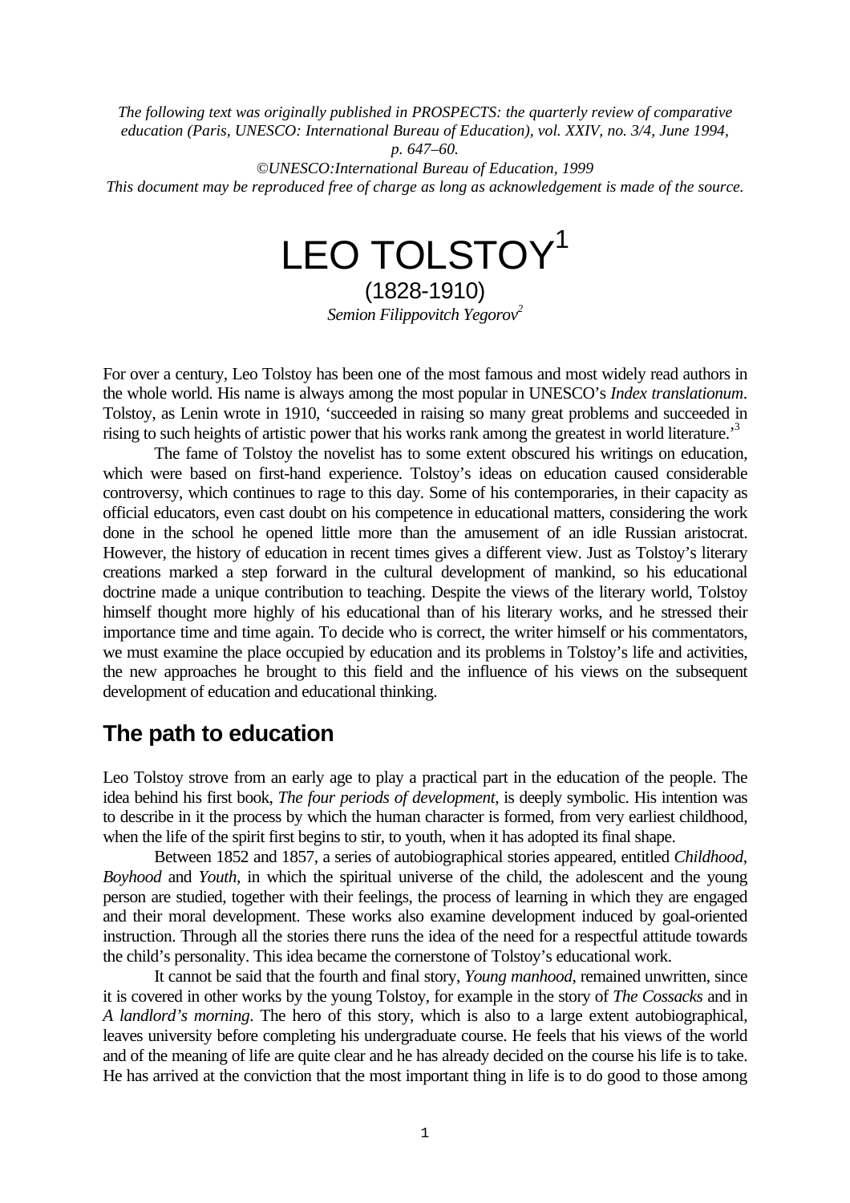*The following text was originally published in PROSPECTS: the quarterly review of comparative education (Paris, UNESCO: International Bureau of Education), vol. XXIV, no. 3/4, June 1994, p. 647–60.*
*©UNESCO:International Bureau of Education, 1999*
*This document may be reproduced free of charge as long as acknowledgement is made of the source.*

# LEO TOLSTOY[1]

(1828-1910)

*Semion Filippovitch Yegorov[2]*

For over a century, Leo Tolstoy has been one of the most famous and most widely read authors in the whole world. His name is always among the most popular in UNESCO's *Index translationum*. Tolstoy, as Lenin wrote in 1910, 'succeeded in raising so many great problems and succeeded in rising to such heights of artistic power that his works rank among the greatest in world literature.'[3]

The fame of Tolstoy the novelist has to some extent obscured his writings on education, which were based on first-hand experience. Tolstoy's ideas on education caused considerable controversy, which continues to rage to this day. Some of his contemporaries, in their capacity as official educators, even cast doubt on his competence in educational matters, considering the work done in the school he opened little more than the amusement of an idle Russian aristocrat. However, the history of education in recent times gives a different view. Just as Tolstoy's literary creations marked a step forward in the cultural development of mankind, so his educational doctrine made a unique contribution to teaching. Despite the views of the literary world, Tolstoy himself thought more highly of his educational than of his literary works, and he stressed their importance time and time again. To decide who is correct, the writer himself or his commentators, we must examine the place occupied by education and its problems in Tolstoy's life and activities, the new approaches he brought to this field and the influence of his views on the subsequent development of education and educational thinking.

## The path to education

Leo Tolstoy strove from an early age to play a practical part in the education of the people. The idea behind his first book, *The four periods of development*, is deeply symbolic. His intention was to describe in it the process by which the human character is formed, from very earliest childhood, when the life of the spirit first begins to stir, to youth, when it has adopted its final shape.

Between 1852 and 1857, a series of autobiographical stories appeared, entitled *Childhood*, *Boyhood* and *Youth*, in which the spiritual universe of the child, the adolescent and the young person are studied, together with their feelings, the process of learning in which they are engaged and their moral development. These works also examine development induced by goal-oriented instruction. Through all the stories there runs the idea of the need for a respectful attitude towards the child's personality. This idea became the cornerstone of Tolstoy's educational work.

It cannot be said that the fourth and final story, *Young manhood*, remained unwritten, since it is covered in other works by the young Tolstoy, for example in the story of *The Cossacks* and in *A landlord's morning*. The hero of this story, which is also to a large extent autobiographical, leaves university before completing his undergraduate course. He feels that his views of the world and of the meaning of life are quite clear and he has already decided on the course his life is to take. He has arrived at the conviction that the most important thing in life is to do good to those among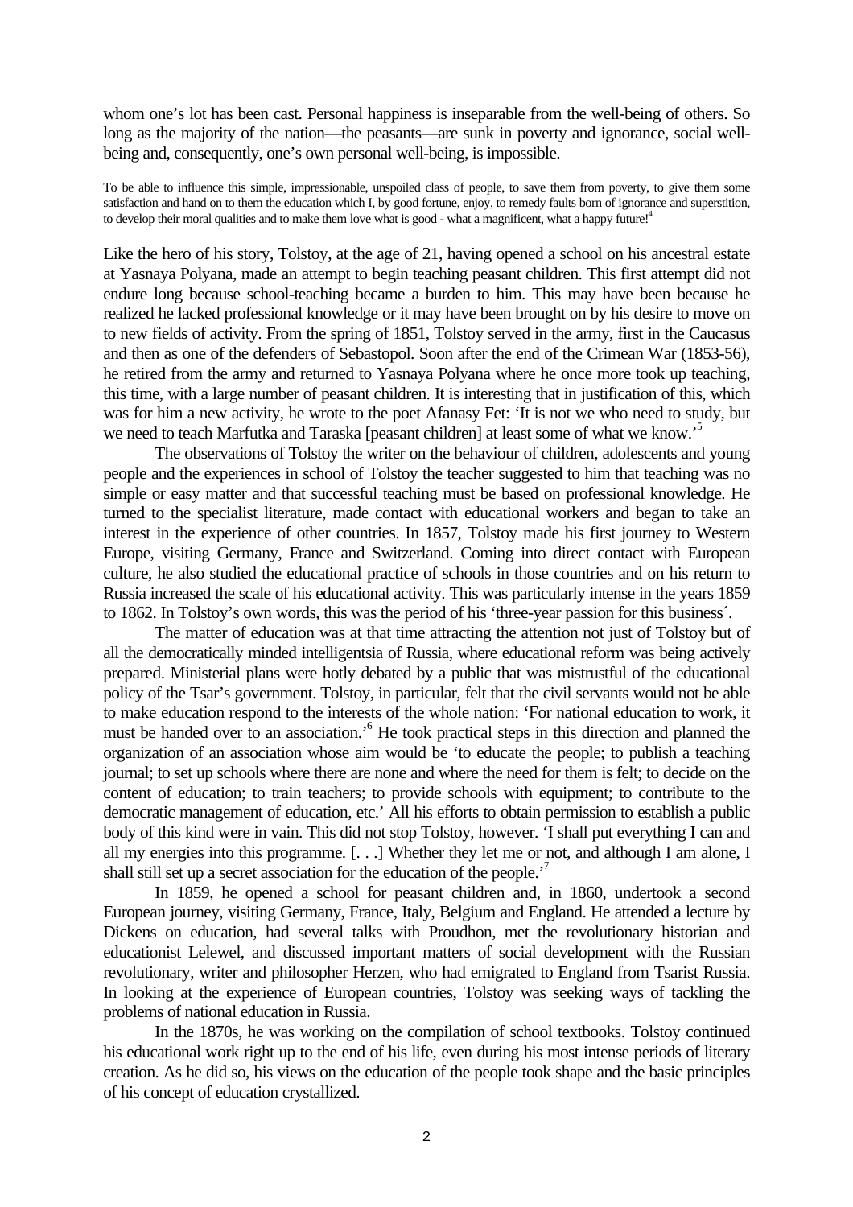whom one's lot has been cast. Personal happiness is inseparable from the well-being of others. So long as the majority of the nation—the peasants—are sunk in poverty and ignorance, social well-being and, consequently, one's own personal well-being, is impossible.

> To be able to influence this simple, impressionable, unspoiled class of people, to save them from poverty, to give them some satisfaction and hand on to them the education which I, by good fortune, enjoy, to remedy faults born of ignorance and superstition, to develop their moral qualities and to make them love what is good - what a magnificent, what a happy future![4]

Like the hero of his story, Tolstoy, at the age of 21, having opened a school on his ancestral estate at Yasnaya Polyana, made an attempt to begin teaching peasant children. This first attempt did not endure long because school-teaching became a burden to him. This may have been because he realized he lacked professional knowledge or it may have been brought on by his desire to move on to new fields of activity. From the spring of 1851, Tolstoy served in the army, first in the Caucasus and then as one of the defenders of Sebastopol. Soon after the end of the Crimean War (1853-56), he retired from the army and returned to Yasnaya Polyana where he once more took up teaching, this time, with a large number of peasant children. It is interesting that in justification of this, which was for him a new activity, he wrote to the poet Afanasy Fet: 'It is not we who need to study, but we need to teach Marfutka and Taraska [peasant children] at least some of what we know.'[5]

The observations of Tolstoy the writer on the behaviour of children, adolescents and young people and the experiences in school of Tolstoy the teacher suggested to him that teaching was no simple or easy matter and that successful teaching must be based on professional knowledge. He turned to the specialist literature, made contact with educational workers and began to take an interest in the experience of other countries. In 1857, Tolstoy made his first journey to Western Europe, visiting Germany, France and Switzerland. Coming into direct contact with European culture, he also studied the educational practice of schools in those countries and on his return to Russia increased the scale of his educational activity. This was particularly intense in the years 1859 to 1862. In Tolstoy's own words, this was the period of his 'three-year passion for this business´.

The matter of education was at that time attracting the attention not just of Tolstoy but of all the democratically minded intelligentsia of Russia, where educational reform was being actively prepared. Ministerial plans were hotly debated by a public that was mistrustful of the educational policy of the Tsar's government. Tolstoy, in particular, felt that the civil servants would not be able to make education respond to the interests of the whole nation: 'For national education to work, it must be handed over to an association.'[6] He took practical steps in this direction and planned the organization of an association whose aim would be 'to educate the people; to publish a teaching journal; to set up schools where there are none and where the need for them is felt; to decide on the content of education; to train teachers; to provide schools with equipment; to contribute to the democratic management of education, etc.' All his efforts to obtain permission to establish a public body of this kind were in vain. This did not stop Tolstoy, however. 'I shall put everything I can and all my energies into this programme. [. . .] Whether they let me or not, and although I am alone, I shall still set up a secret association for the education of the people.'[7]

In 1859, he opened a school for peasant children and, in 1860, undertook a second European journey, visiting Germany, France, Italy, Belgium and England. He attended a lecture by Dickens on education, had several talks with Proudhon, met the revolutionary historian and educationist Lelewel, and discussed important matters of social development with the Russian revolutionary, writer and philosopher Herzen, who had emigrated to England from Tsarist Russia. In looking at the experience of European countries, Tolstoy was seeking ways of tackling the problems of national education in Russia.

In the 1870s, he was working on the compilation of school textbooks. Tolstoy continued his educational work right up to the end of his life, even during his most intense periods of literary creation. As he did so, his views on the education of the people took shape and the basic principles of his concept of education crystallized.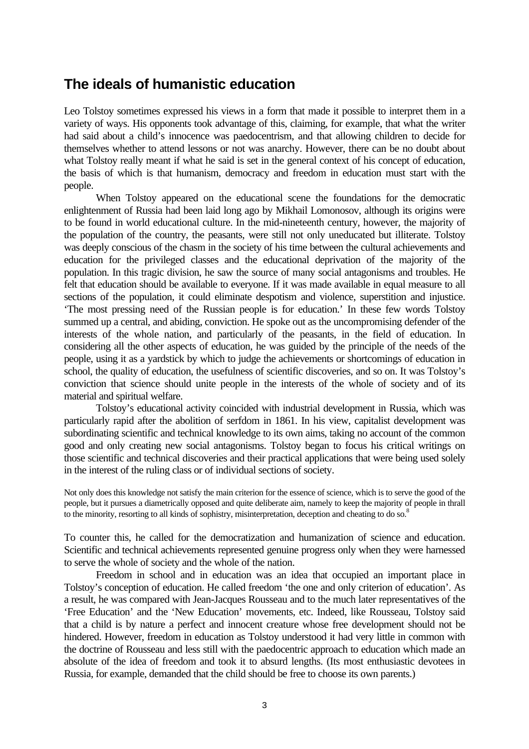## The ideals of humanistic education

Leo Tolstoy sometimes expressed his views in a form that made it possible to interpret them in a variety of ways. His opponents took advantage of this, claiming, for example, that what the writer had said about a child's innocence was paedocentrism, and that allowing children to decide for themselves whether to attend lessons or not was anarchy. However, there can be no doubt about what Tolstoy really meant if what he said is set in the general context of his concept of education, the basis of which is that humanism, democracy and freedom in education must start with the people.

When Tolstoy appeared on the educational scene the foundations for the democratic enlightenment of Russia had been laid long ago by Mikhail Lomonosov, although its origins were to be found in world educational culture. In the mid-nineteenth century, however, the majority of the population of the country, the peasants, were still not only uneducated but illiterate. Tolstoy was deeply conscious of the chasm in the society of his time between the cultural achievements and education for the privileged classes and the educational deprivation of the majority of the population. In this tragic division, he saw the source of many social antagonisms and troubles. He felt that education should be available to everyone. If it was made available in equal measure to all sections of the population, it could eliminate despotism and violence, superstition and injustice. 'The most pressing need of the Russian people is for education.' In these few words Tolstoy summed up a central, and abiding, conviction. He spoke out as the uncompromising defender of the interests of the whole nation, and particularly of the peasants, in the field of education. In considering all the other aspects of education, he was guided by the principle of the needs of the people, using it as a yardstick by which to judge the achievements or shortcomings of education in school, the quality of education, the usefulness of scientific discoveries, and so on. It was Tolstoy's conviction that science should unite people in the interests of the whole of society and of its material and spiritual welfare.

Tolstoy's educational activity coincided with industrial development in Russia, which was particularly rapid after the abolition of serfdom in 1861. In his view, capitalist development was subordinating scientific and technical knowledge to its own aims, taking no account of the common good and only creating new social antagonisms. Tolstoy began to focus his critical writings on those scientific and technical discoveries and their practical applications that were being used solely in the interest of the ruling class or of individual sections of society.

> Not only does this knowledge not satisfy the main criterion for the essence of science, which is to serve the good of the people, but it pursues a diametrically opposed and quite deliberate aim, namely to keep the majority of people in thrall to the minority, resorting to all kinds of sophistry, misinterpretation, deception and cheating to do so.[8]

To counter this, he called for the democratization and humanization of science and education. Scientific and technical achievements represented genuine progress only when they were harnessed to serve the whole of society and the whole of the nation.

Freedom in school and in education was an idea that occupied an important place in Tolstoy's conception of education. He called freedom 'the one and only criterion of education'. As a result, he was compared with Jean-Jacques Rousseau and to the much later representatives of the 'Free Education' and the 'New Education' movements, etc. Indeed, like Rousseau, Tolstoy said that a child is by nature a perfect and innocent creature whose free development should not be hindered. However, freedom in education as Tolstoy understood it had very little in common with the doctrine of Rousseau and less still with the paedocentric approach to education which made an absolute of the idea of freedom and took it to absurd lengths. (Its most enthusiastic devotees in Russia, for example, demanded that the child should be free to choose its own parents.)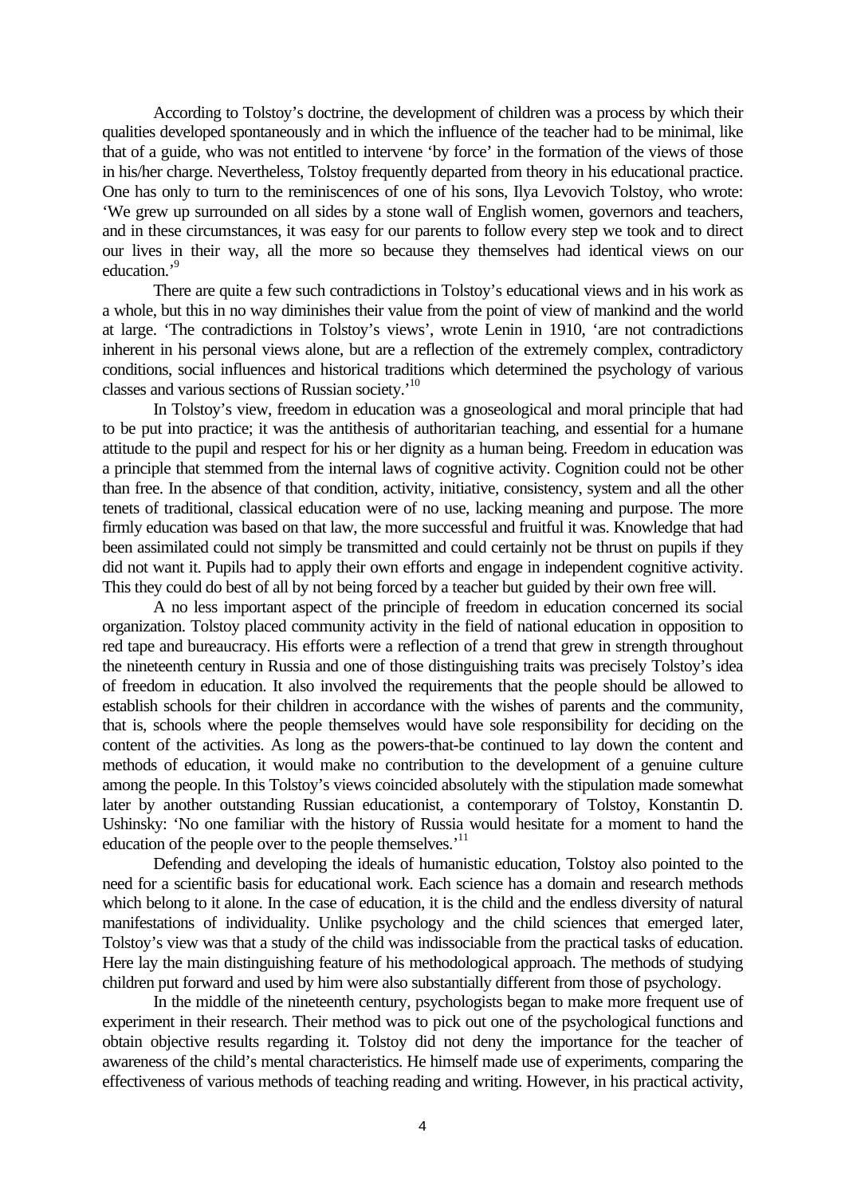According to Tolstoy's doctrine, the development of children was a process by which their qualities developed spontaneously and in which the influence of the teacher had to be minimal, like that of a guide, who was not entitled to intervene 'by force' in the formation of the views of those in his/her charge. Nevertheless, Tolstoy frequently departed from theory in his educational practice. One has only to turn to the reminiscences of one of his sons, Ilya Levovich Tolstoy, who wrote: 'We grew up surrounded on all sides by a stone wall of English women, governors and teachers, and in these circumstances, it was easy for our parents to follow every step we took and to direct our lives in their way, all the more so because they themselves had identical views on our education.'[9]

There are quite a few such contradictions in Tolstoy's educational views and in his work as a whole, but this in no way diminishes their value from the point of view of mankind and the world at large. 'The contradictions in Tolstoy's views', wrote Lenin in 1910, 'are not contradictions inherent in his personal views alone, but are a reflection of the extremely complex, contradictory conditions, social influences and historical traditions which determined the psychology of various classes and various sections of Russian society.'[10]

In Tolstoy's view, freedom in education was a gnoseological and moral principle that had to be put into practice; it was the antithesis of authoritarian teaching, and essential for a humane attitude to the pupil and respect for his or her dignity as a human being. Freedom in education was a principle that stemmed from the internal laws of cognitive activity. Cognition could not be other than free. In the absence of that condition, activity, initiative, consistency, system and all the other tenets of traditional, classical education were of no use, lacking meaning and purpose. The more firmly education was based on that law, the more successful and fruitful it was. Knowledge that had been assimilated could not simply be transmitted and could certainly not be thrust on pupils if they did not want it. Pupils had to apply their own efforts and engage in independent cognitive activity. This they could do best of all by not being forced by a teacher but guided by their own free will.

A no less important aspect of the principle of freedom in education concerned its social organization. Tolstoy placed community activity in the field of national education in opposition to red tape and bureaucracy. His efforts were a reflection of a trend that grew in strength throughout the nineteenth century in Russia and one of those distinguishing traits was precisely Tolstoy's idea of freedom in education. It also involved the requirements that the people should be allowed to establish schools for their children in accordance with the wishes of parents and the community, that is, schools where the people themselves would have sole responsibility for deciding on the content of the activities. As long as the powers-that-be continued to lay down the content and methods of education, it would make no contribution to the development of a genuine culture among the people. In this Tolstoy's views coincided absolutely with the stipulation made somewhat later by another outstanding Russian educationist, a contemporary of Tolstoy, Konstantin D. Ushinsky: 'No one familiar with the history of Russia would hesitate for a moment to hand the education of the people over to the people themselves.'[11]

Defending and developing the ideals of humanistic education, Tolstoy also pointed to the need for a scientific basis for educational work. Each science has a domain and research methods which belong to it alone. In the case of education, it is the child and the endless diversity of natural manifestations of individuality. Unlike psychology and the child sciences that emerged later, Tolstoy's view was that a study of the child was indissociable from the practical tasks of education. Here lay the main distinguishing feature of his methodological approach. The methods of studying children put forward and used by him were also substantially different from those of psychology.

In the middle of the nineteenth century, psychologists began to make more frequent use of experiment in their research. Their method was to pick out one of the psychological functions and obtain objective results regarding it. Tolstoy did not deny the importance for the teacher of awareness of the child's mental characteristics. He himself made use of experiments, comparing the effectiveness of various methods of teaching reading and writing. However, in his practical activity,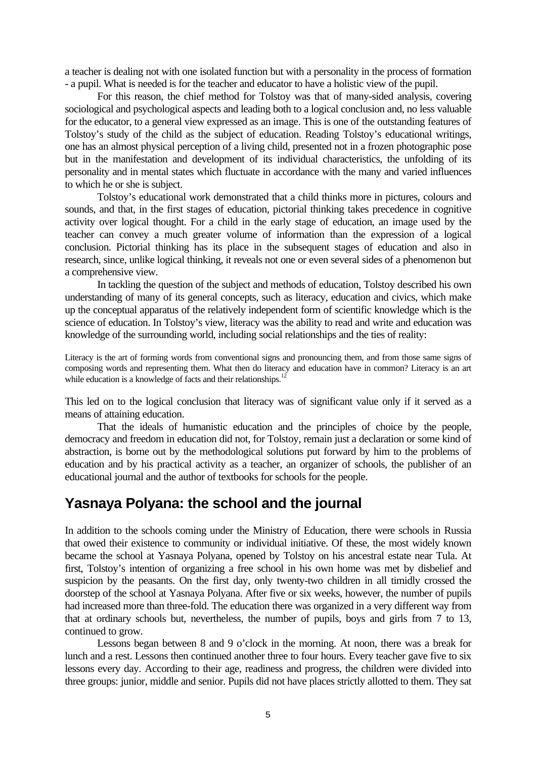a teacher is dealing not with one isolated function but with a personality in the process of formation - a pupil. What is needed is for the teacher and educator to have a holistic view of the pupil.

For this reason, the chief method for Tolstoy was that of many-sided analysis, covering sociological and psychological aspects and leading both to a logical conclusion and, no less valuable for the educator, to a general view expressed as an image. This is one of the outstanding features of Tolstoy's study of the child as the subject of education. Reading Tolstoy's educational writings, one has an almost physical perception of a living child, presented not in a frozen photographic pose but in the manifestation and development of its individual characteristics, the unfolding of its personality and in mental states which fluctuate in accordance with the many and varied influences to which he or she is subject.

Tolstoy's educational work demonstrated that a child thinks more in pictures, colours and sounds, and that, in the first stages of education, pictorial thinking takes precedence in cognitive activity over logical thought. For a child in the early stage of education, an image used by the teacher can convey a much greater volume of information than the expression of a logical conclusion. Pictorial thinking has its place in the subsequent stages of education and also in research, since, unlike logical thinking, it reveals not one or even several sides of a phenomenon but a comprehensive view.

In tackling the question of the subject and methods of education, Tolstoy described his own understanding of many of its general concepts, such as literacy, education and civics, which make up the conceptual apparatus of the relatively independent form of scientific knowledge which is the science of education. In Tolstoy's view, literacy was the ability to read and write and education was knowledge of the surrounding world, including social relationships and the ties of reality:

> Literacy is the art of forming words from conventional signs and pronouncing them, and from those same signs of composing words and representing them. What then do literacy and education have in common? Literacy is an art while education is a knowledge of facts and their relationships.[12]

This led on to the logical conclusion that literacy was of significant value only if it served as a means of attaining education.

That the ideals of humanistic education and the principles of choice by the people, democracy and freedom in education did not, for Tolstoy, remain just a declaration or some kind of abstraction, is borne out by the methodological solutions put forward by him to the problems of education and by his practical activity as a teacher, an organizer of schools, the publisher of an educational journal and the author of textbooks for schools for the people.

## Yasnaya Polyana: the school and the journal

In addition to the schools coming under the Ministry of Education, there were schools in Russia that owed their existence to community or individual initiative. Of these, the most widely known became the school at Yasnaya Polyana, opened by Tolstoy on his ancestral estate near Tula. At first, Tolstoy's intention of organizing a free school in his own home was met by disbelief and suspicion by the peasants. On the first day, only twenty-two children in all timidly crossed the doorstep of the school at Yasnaya Polyana. After five or six weeks, however, the number of pupils had increased more than three-fold. The education there was organized in a very different way from that at ordinary schools but, nevertheless, the number of pupils, boys and girls from 7 to 13, continued to grow.

Lessons began between 8 and 9 o'clock in the morning. At noon, there was a break for lunch and a rest. Lessons then continued another three to four hours. Every teacher gave five to six lessons every day. According to their age, readiness and progress, the children were divided into three groups: junior, middle and senior. Pupils did not have places strictly allotted to them. They sat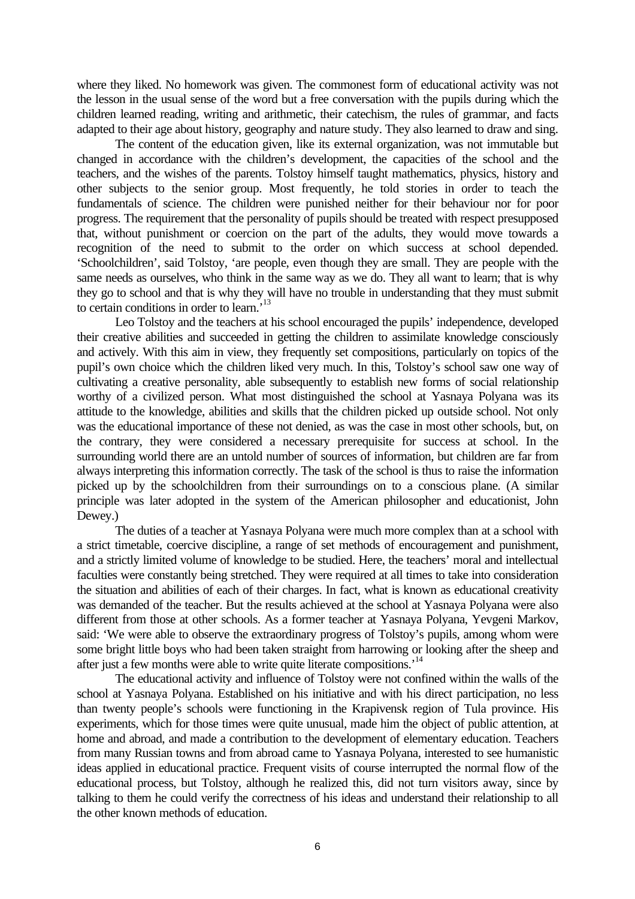where they liked. No homework was given. The commonest form of educational activity was not the lesson in the usual sense of the word but a free conversation with the pupils during which the children learned reading, writing and arithmetic, their catechism, the rules of grammar, and facts adapted to their age about history, geography and nature study. They also learned to draw and sing.

The content of the education given, like its external organization, was not immutable but changed in accordance with the children's development, the capacities of the school and the teachers, and the wishes of the parents. Tolstoy himself taught mathematics, physics, history and other subjects to the senior group. Most frequently, he told stories in order to teach the fundamentals of science. The children were punished neither for their behaviour nor for poor progress. The requirement that the personality of pupils should be treated with respect presupposed that, without punishment or coercion on the part of the adults, they would move towards a recognition of the need to submit to the order on which success at school depended. 'Schoolchildren', said Tolstoy, 'are people, even though they are small. They are people with the same needs as ourselves, who think in the same way as we do. They all want to learn; that is why they go to school and that is why they will have no trouble in understanding that they must submit to certain conditions in order to learn.'[13]

Leo Tolstoy and the teachers at his school encouraged the pupils' independence, developed their creative abilities and succeeded in getting the children to assimilate knowledge consciously and actively. With this aim in view, they frequently set compositions, particularly on topics of the pupil's own choice which the children liked very much. In this, Tolstoy's school saw one way of cultivating a creative personality, able subsequently to establish new forms of social relationship worthy of a civilized person. What most distinguished the school at Yasnaya Polyana was its attitude to the knowledge, abilities and skills that the children picked up outside school. Not only was the educational importance of these not denied, as was the case in most other schools, but, on the contrary, they were considered a necessary prerequisite for success at school. In the surrounding world there are an untold number of sources of information, but children are far from always interpreting this information correctly. The task of the school is thus to raise the information picked up by the schoolchildren from their surroundings on to a conscious plane. (A similar principle was later adopted in the system of the American philosopher and educationist, John Dewey.)

The duties of a teacher at Yasnaya Polyana were much more complex than at a school with a strict timetable, coercive discipline, a range of set methods of encouragement and punishment, and a strictly limited volume of knowledge to be studied. Here, the teachers' moral and intellectual faculties were constantly being stretched. They were required at all times to take into consideration the situation and abilities of each of their charges. In fact, what is known as educational creativity was demanded of the teacher. But the results achieved at the school at Yasnaya Polyana were also different from those at other schools. As a former teacher at Yasnaya Polyana, Yevgeni Markov, said: 'We were able to observe the extraordinary progress of Tolstoy's pupils, among whom were some bright little boys who had been taken straight from harrowing or looking after the sheep and after just a few months were able to write quite literate compositions.'[14]

The educational activity and influence of Tolstoy were not confined within the walls of the school at Yasnaya Polyana. Established on his initiative and with his direct participation, no less than twenty people's schools were functioning in the Krapivensk region of Tula province. His experiments, which for those times were quite unusual, made him the object of public attention, at home and abroad, and made a contribution to the development of elementary education. Teachers from many Russian towns and from abroad came to Yasnaya Polyana, interested to see humanistic ideas applied in educational practice. Frequent visits of course interrupted the normal flow of the educational process, but Tolstoy, although he realized this, did not turn visitors away, since by talking to them he could verify the correctness of his ideas and understand their relationship to all the other known methods of education.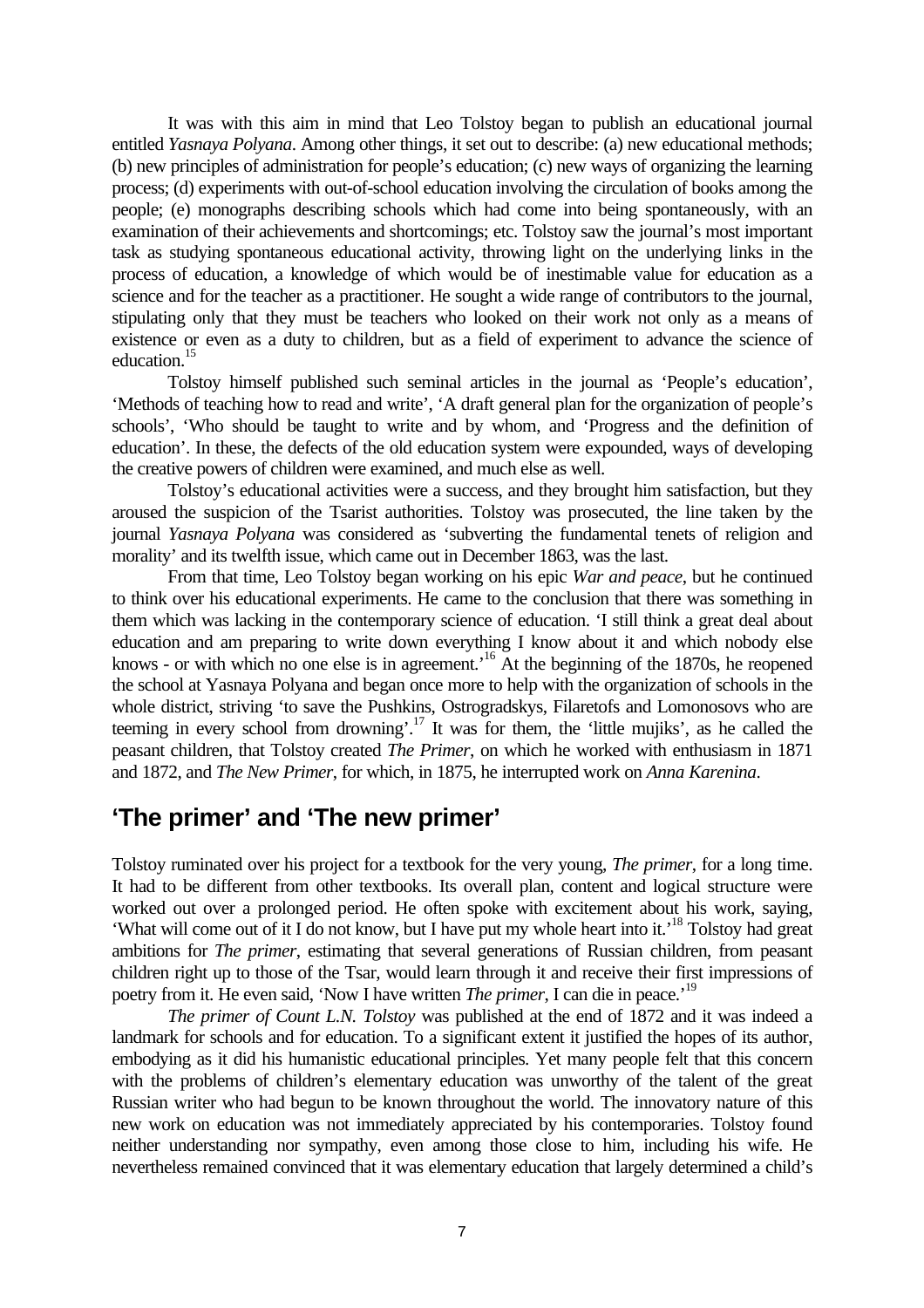It was with this aim in mind that Leo Tolstoy began to publish an educational journal entitled *Yasnaya Polyana*. Among other things, it set out to describe: (a) new educational methods; (b) new principles of administration for people's education; (c) new ways of organizing the learning process; (d) experiments with out-of-school education involving the circulation of books among the people; (e) monographs describing schools which had come into being spontaneously, with an examination of their achievements and shortcomings; etc. Tolstoy saw the journal's most important task as studying spontaneous educational activity, throwing light on the underlying links in the process of education, a knowledge of which would be of inestimable value for education as a science and for the teacher as a practitioner. He sought a wide range of contributors to the journal, stipulating only that they must be teachers who looked on their work not only as a means of existence or even as a duty to children, but as a field of experiment to advance the science of education.[15]

Tolstoy himself published such seminal articles in the journal as 'People's education', 'Methods of teaching how to read and write', 'A draft general plan for the organization of people's schools', 'Who should be taught to write and by whom, and 'Progress and the definition of education'. In these, the defects of the old education system were expounded, ways of developing the creative powers of children were examined, and much else as well.

Tolstoy's educational activities were a success, and they brought him satisfaction, but they aroused the suspicion of the Tsarist authorities. Tolstoy was prosecuted, the line taken by the journal *Yasnaya Polyana* was considered as 'subverting the fundamental tenets of religion and morality' and its twelfth issue, which came out in December 1863, was the last.

From that time, Leo Tolstoy began working on his epic *War and peace*, but he continued to think over his educational experiments. He came to the conclusion that there was something in them which was lacking in the contemporary science of education. 'I still think a great deal about education and am preparing to write down everything I know about it and which nobody else knows - or with which no one else is in agreement.'[16] At the beginning of the 1870s, he reopened the school at Yasnaya Polyana and began once more to help with the organization of schools in the whole district, striving 'to save the Pushkins, Ostrogradskys, Filaretofs and Lomonosovs who are teeming in every school from drowning'.[17] It was for them, the 'little mujiks', as he called the peasant children, that Tolstoy created *The Primer*, on which he worked with enthusiasm in 1871 and 1872, and *The New Primer*, for which, in 1875, he interrupted work on *Anna Karenina*.

## 'The primer' and 'The new primer'

Tolstoy ruminated over his project for a textbook for the very young, *The primer*, for a long time. It had to be different from other textbooks. Its overall plan, content and logical structure were worked out over a prolonged period. He often spoke with excitement about his work, saying, 'What will come out of it I do not know, but I have put my whole heart into it.'[18] Tolstoy had great ambitions for *The primer*, estimating that several generations of Russian children, from peasant children right up to those of the Tsar, would learn through it and receive their first impressions of poetry from it. He even said, 'Now I have written *The primer*, I can die in peace.'[19]

*The primer of Count L.N. Tolstoy* was published at the end of 1872 and it was indeed a landmark for schools and for education. To a significant extent it justified the hopes of its author, embodying as it did his humanistic educational principles. Yet many people felt that this concern with the problems of children's elementary education was unworthy of the talent of the great Russian writer who had begun to be known throughout the world. The innovatory nature of this new work on education was not immediately appreciated by his contemporaries. Tolstoy found neither understanding nor sympathy, even among those close to him, including his wife. He nevertheless remained convinced that it was elementary education that largely determined a child's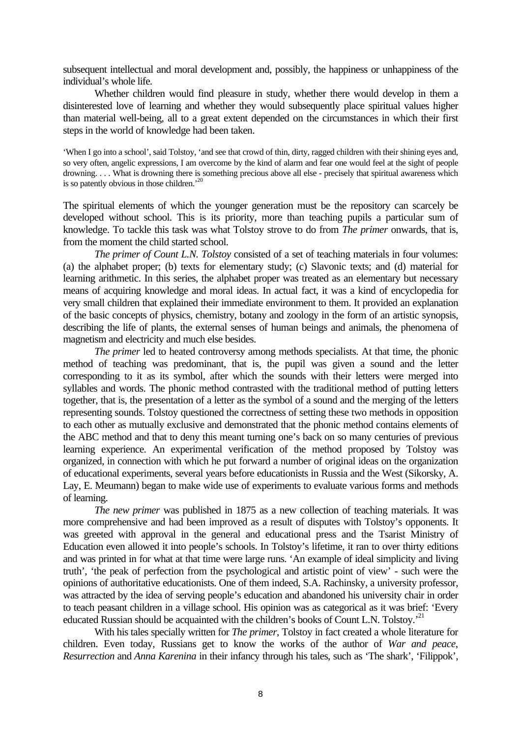subsequent intellectual and moral development and, possibly, the happiness or unhappiness of the individual's whole life.

Whether children would find pleasure in study, whether there would develop in them a disinterested love of learning and whether they would subsequently place spiritual values higher than material well-being, all to a great extent depended on the circumstances in which their first steps in the world of knowledge had been taken.

> 'When I go into a school', said Tolstoy, 'and see that crowd of thin, dirty, ragged children with their shining eyes and, so very often, angelic expressions, I am overcome by the kind of alarm and fear one would feel at the sight of people drowning. . . . What is drowning there is something precious above all else - precisely that spiritual awareness which is so patently obvious in those children.'[20]

The spiritual elements of which the younger generation must be the repository can scarcely be developed without school. This is its priority, more than teaching pupils a particular sum of knowledge. To tackle this task was what Tolstoy strove to do from *The primer* onwards, that is, from the moment the child started school.

*The primer of Count L.N. Tolstoy* consisted of a set of teaching materials in four volumes: (a) the alphabet proper; (b) texts for elementary study; (c) Slavonic texts; and (d) material for learning arithmetic. In this series, the alphabet proper was treated as an elementary but necessary means of acquiring knowledge and moral ideas. In actual fact, it was a kind of encyclopedia for very small children that explained their immediate environment to them. It provided an explanation of the basic concepts of physics, chemistry, botany and zoology in the form of an artistic synopsis, describing the life of plants, the external senses of human beings and animals, the phenomena of magnetism and electricity and much else besides.

*The primer* led to heated controversy among methods specialists. At that time, the phonic method of teaching was predominant, that is, the pupil was given a sound and the letter corresponding to it as its symbol, after which the sounds with their letters were merged into syllables and words. The phonic method contrasted with the traditional method of putting letters together, that is, the presentation of a letter as the symbol of a sound and the merging of the letters representing sounds. Tolstoy questioned the correctness of setting these two methods in opposition to each other as mutually exclusive and demonstrated that the phonic method contains elements of the ABC method and that to deny this meant turning one's back on so many centuries of previous learning experience. An experimental verification of the method proposed by Tolstoy was organized, in connection with which he put forward a number of original ideas on the organization of educational experiments, several years before educationists in Russia and the West (Sikorsky, A. Lay, E. Meumann) began to make wide use of experiments to evaluate various forms and methods of learning.

*The new primer* was published in 1875 as a new collection of teaching materials. It was more comprehensive and had been improved as a result of disputes with Tolstoy's opponents. It was greeted with approval in the general and educational press and the Tsarist Ministry of Education even allowed it into people's schools. In Tolstoy's lifetime, it ran to over thirty editions and was printed in for what at that time were large runs. 'An example of ideal simplicity and living truth', 'the peak of perfection from the psychological and artistic point of view' - such were the opinions of authoritative educationists. One of them indeed, S.A. Rachinsky, a university professor, was attracted by the idea of serving people's education and abandoned his university chair in order to teach peasant children in a village school. His opinion was as categorical as it was brief: 'Every educated Russian should be acquainted with the children's books of Count L.N. Tolstoy.'[21]

With his tales specially written for *The primer*, Tolstoy in fact created a whole literature for children. Even today, Russians get to know the works of the author of *War and peace*, *Resurrection* and *Anna Karenina* in their infancy through his tales, such as 'The shark', 'Filippok',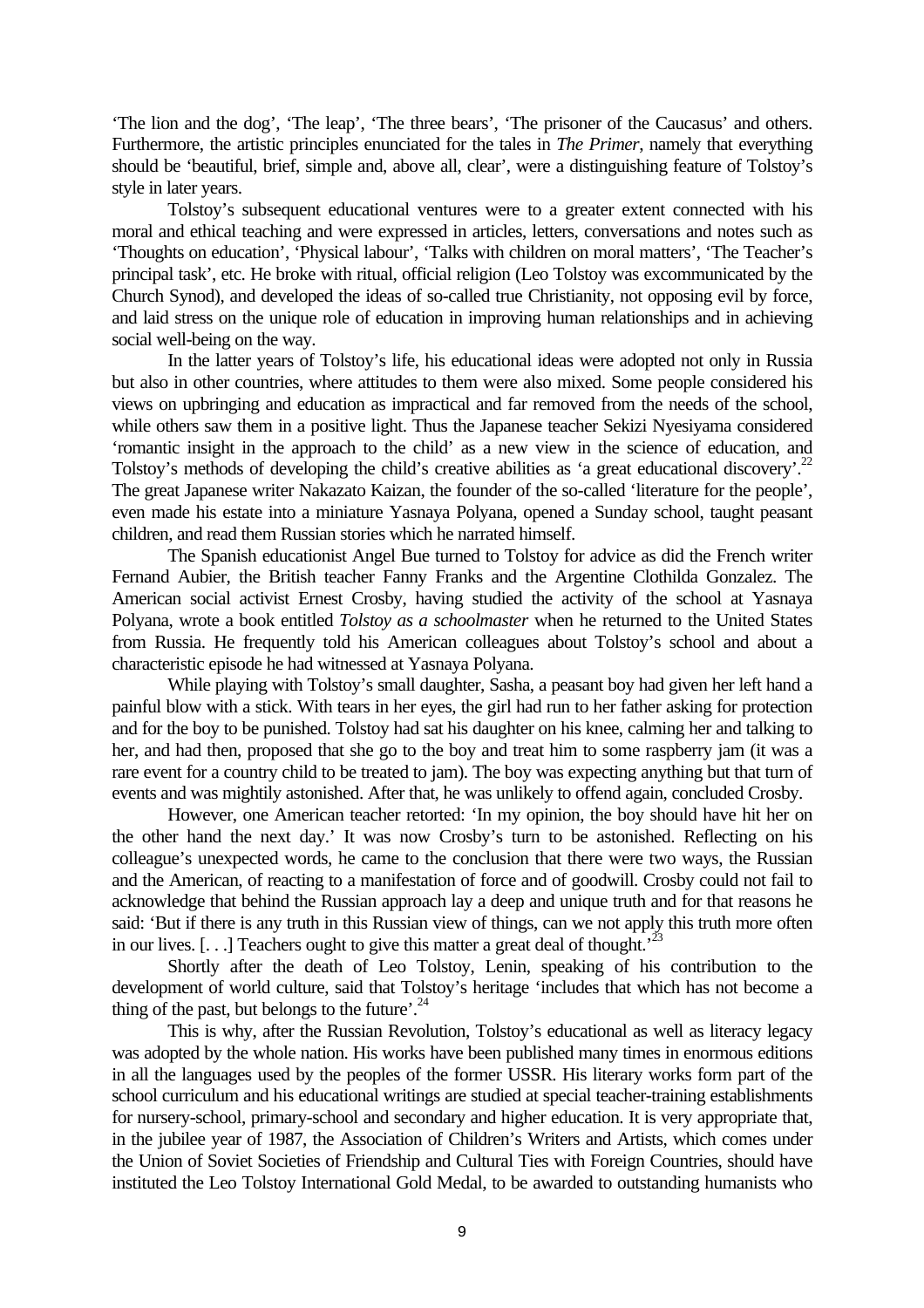'The lion and the dog', 'The leap', 'The three bears', 'The prisoner of the Caucasus' and others. Furthermore, the artistic principles enunciated for the tales in *The Primer*, namely that everything should be 'beautiful, brief, simple and, above all, clear', were a distinguishing feature of Tolstoy's style in later years.

Tolstoy's subsequent educational ventures were to a greater extent connected with his moral and ethical teaching and were expressed in articles, letters, conversations and notes such as 'Thoughts on education', 'Physical labour', 'Talks with children on moral matters', 'The Teacher's principal task', etc. He broke with ritual, official religion (Leo Tolstoy was excommunicated by the Church Synod), and developed the ideas of so-called true Christianity, not opposing evil by force, and laid stress on the unique role of education in improving human relationships and in achieving social well-being on the way.

In the latter years of Tolstoy's life, his educational ideas were adopted not only in Russia but also in other countries, where attitudes to them were also mixed. Some people considered his views on upbringing and education as impractical and far removed from the needs of the school, while others saw them in a positive light. Thus the Japanese teacher Sekizi Nyesiyama considered 'romantic insight in the approach to the child' as a new view in the science of education, and Tolstoy's methods of developing the child's creative abilities as 'a great educational discovery'.[22] The great Japanese writer Nakazato Kaizan, the founder of the so-called 'literature for the people', even made his estate into a miniature Yasnaya Polyana, opened a Sunday school, taught peasant children, and read them Russian stories which he narrated himself.

The Spanish educationist Angel Bue turned to Tolstoy for advice as did the French writer Fernand Aubier, the British teacher Fanny Franks and the Argentine Clothilda Gonzalez. The American social activist Ernest Crosby, having studied the activity of the school at Yasnaya Polyana, wrote a book entitled *Tolstoy as a schoolmaster* when he returned to the United States from Russia. He frequently told his American colleagues about Tolstoy's school and about a characteristic episode he had witnessed at Yasnaya Polyana.

While playing with Tolstoy's small daughter, Sasha, a peasant boy had given her left hand a painful blow with a stick. With tears in her eyes, the girl had run to her father asking for protection and for the boy to be punished. Tolstoy had sat his daughter on his knee, calming her and talking to her, and had then, proposed that she go to the boy and treat him to some raspberry jam (it was a rare event for a country child to be treated to jam). The boy was expecting anything but that turn of events and was mightily astonished. After that, he was unlikely to offend again, concluded Crosby.

However, one American teacher retorted: 'In my opinion, the boy should have hit her on the other hand the next day.' It was now Crosby's turn to be astonished. Reflecting on his colleague's unexpected words, he came to the conclusion that there were two ways, the Russian and the American, of reacting to a manifestation of force and of goodwill. Crosby could not fail to acknowledge that behind the Russian approach lay a deep and unique truth and for that reasons he said: 'But if there is any truth in this Russian view of things, can we not apply this truth more often in our lives. [. . .] Teachers ought to give this matter a great deal of thought.'[23]

Shortly after the death of Leo Tolstoy, Lenin, speaking of his contribution to the development of world culture, said that Tolstoy's heritage 'includes that which has not become a thing of the past, but belongs to the future'.[24]

This is why, after the Russian Revolution, Tolstoy's educational as well as literacy legacy was adopted by the whole nation. His works have been published many times in enormous editions in all the languages used by the peoples of the former USSR. His literary works form part of the school curriculum and his educational writings are studied at special teacher-training establishments for nursery-school, primary-school and secondary and higher education. It is very appropriate that, in the jubilee year of 1987, the Association of Children's Writers and Artists, which comes under the Union of Soviet Societies of Friendship and Cultural Ties with Foreign Countries, should have instituted the Leo Tolstoy International Gold Medal, to be awarded to outstanding humanists who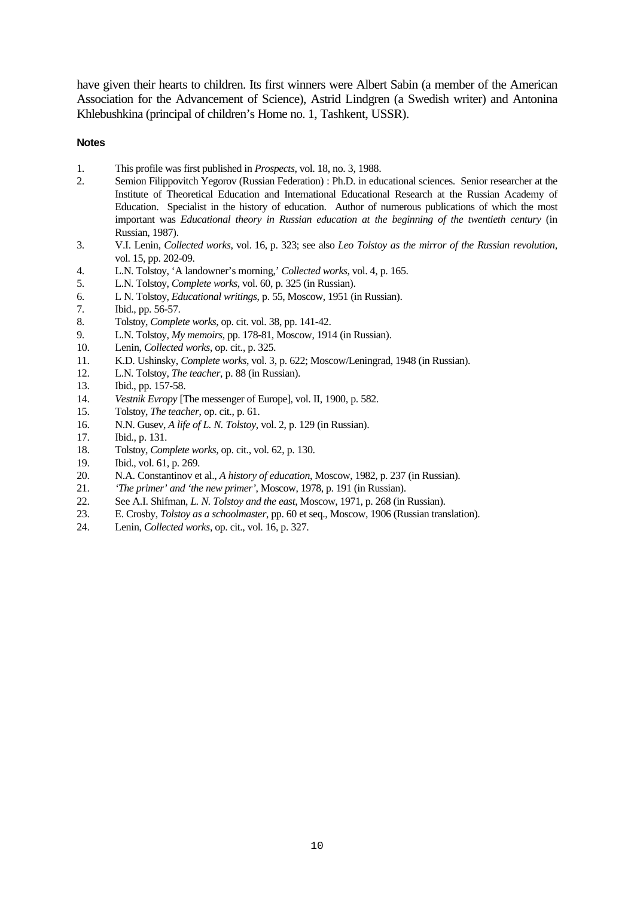have given their hearts to children. Its first winners were Albert Sabin (a member of the American Association for the Advancement of Science), Astrid Lindgren (a Swedish writer) and Antonina Khlebushkina (principal of children's Home no. 1, Tashkent, USSR).

**Notes**

1. This profile was first published in *Prospects*, vol. 18, no. 3, 1988.
2. Semion Filippovitch Yegorov (Russian Federation) : Ph.D. in educational sciences. Senior researcher at the Institute of Theoretical Education and International Educational Research at the Russian Academy of Education. Specialist in the history of education. Author of numerous publications of which the most important was *Educational theory in Russian education at the beginning of the twentieth century* (in Russian, 1987).
3. V.I. Lenin, *Collected works*, vol. 16, p. 323; see also *Leo Tolstoy as the mirror of the Russian revolution*, vol. 15, pp. 202-09.
4. L.N. Tolstoy, 'A landowner's morning,' *Collected works*, vol. 4, p. 165.
5. L.N. Tolstoy, *Complete works*, vol. 60, p. 325 (in Russian).
6. L N. Tolstoy, *Educational writings*, p. 55, Moscow, 1951 (in Russian).
7. Ibid., pp. 56-57.
8. Tolstoy, *Complete works*, op. cit. vol. 38, pp. 141-42.
9. L.N. Tolstoy, *My memoirs*, pp. 178-81, Moscow, 1914 (in Russian).
10. Lenin, *Collected works*, op. cit., p. 325.
11. K.D. Ushinsky, *Complete works*, vol. 3, p. 622; Moscow/Leningrad, 1948 (in Russian).
12. L.N. Tolstoy, *The teacher*, p. 88 (in Russian).
13. Ibid., pp. 157-58.
14. *Vestnik Evropy* [The messenger of Europe], vol. II, 1900, p. 582.
15. Tolstoy, *The teacher*, op. cit., p. 61.
16. N.N. Gusev, *A life of L. N. Tolstoy*, vol. 2, p. 129 (in Russian).
17. Ibid., p. 131.
18. Tolstoy, *Complete works*, op. cit., vol. 62, p. 130.
19. Ibid., vol. 61, p. 269.
20. N.A. Constantinov et al., *A history of education*, Moscow, 1982, p. 237 (in Russian).
21. *'The primer' and 'the new primer'*, Moscow, 1978, p. 191 (in Russian).
22. See A.I. Shifman, *L. N. Tolstoy and the east*, Moscow, 1971, p. 268 (in Russian).
23. E. Crosby, *Tolstoy as a schoolmaster*, pp. 60 et seq., Moscow, 1906 (Russian translation).
24. Lenin, *Collected works*, op. cit., vol. 16, p. 327.